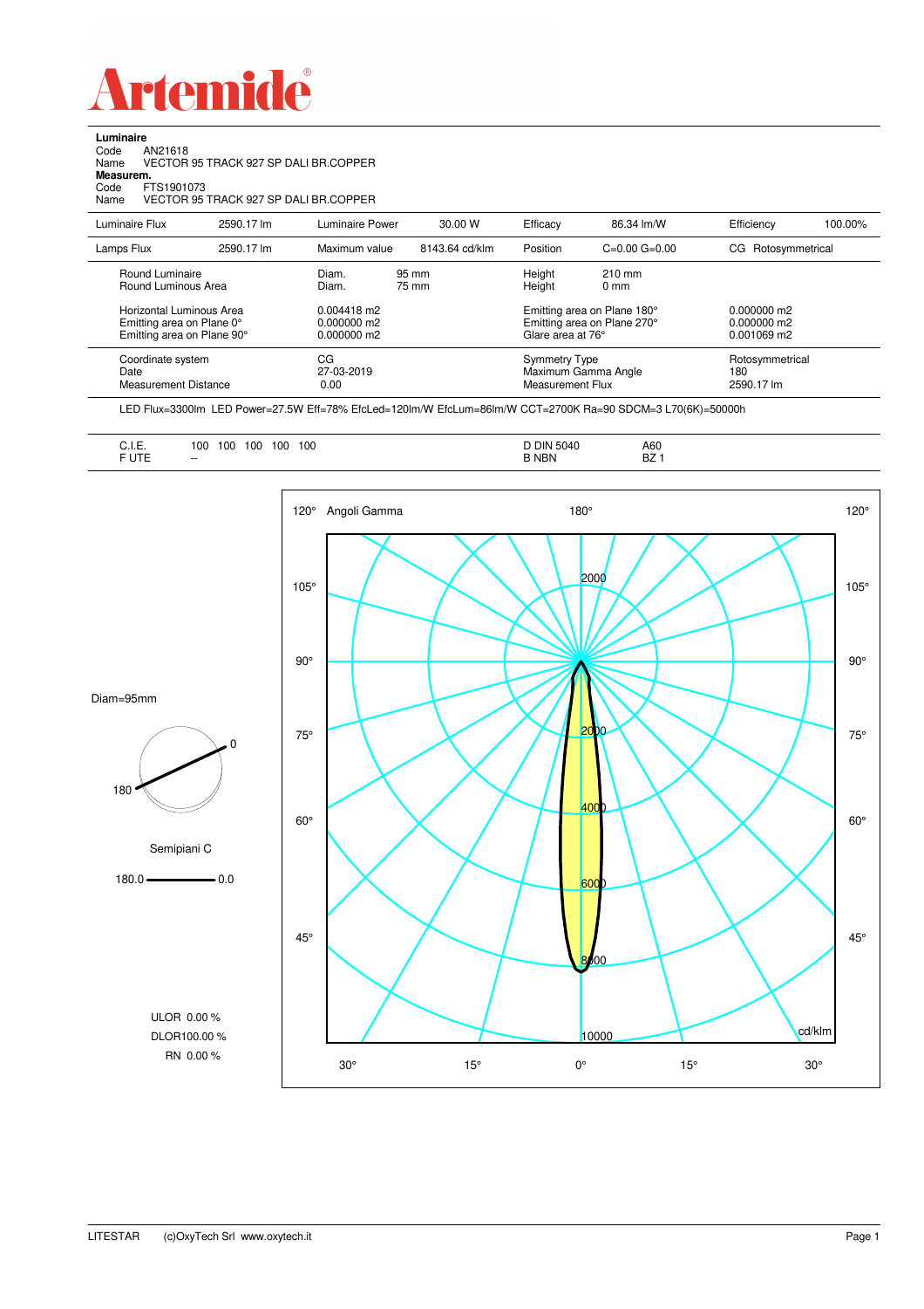# Artemide

**Luminaire**
Code AN21618
Name VECTOR 95 TRACK 927 SP DALI BR.COPPER
**Measurem.**
Code FTS1901073
Name VECTOR 95 TRACK 927 SP DALI BR.COPPER

| Luminaire Flux | 2590.17 lm | Luminaire Power | 30.00 W | Efficacy | 86.34 lm/W | Efficiency | 100.00% |
|---|---|---|---|---|---|---|---|
| Lamps Flux | 2590.17 lm | Maximum value | 8143.64 cd/klm | Position | C=0.00 G=0.00 | CG Rotosymmetrical | |

| | | | |
|---|---|---|---|
| Round Luminaire | Diam. 95 mm | Height 210 mm | |
| Round Luminous Area | Diam. 75 mm | Height 0 mm | |
| Horizontal Luminous Area | 0.004418 m2 | Emitting area on Plane 180° | 0.000000 m2 |
| Emitting area on Plane 0° | 0.000000 m2 | Emitting area on Plane 270° | 0.000000 m2 |
| Emitting area on Plane 90° | 0.000000 m2 | Glare area at 76° | 0.001069 m2 |
| Coordinate system | CG | Symmetry Type | Rotosymmetrical |
| Date | 27-03-2019 | Maximum Gamma Angle | 180 |
| Measurement Distance | 0.00 | Measurement Flux | 2590.17 lm |

LED Flux=3300lm LED Power=27.5W Eff=78% EfcLed=120lm/W EfcLum=86lm/W CCT=2700K Ra=90 SDCM=3 L70(6K)=50000h

| | | | |
|---|---|---|---|
| C.I.E. | 100 100 100 100 100 | D DIN 5040 | A60 |
| F UTE | -- | B NBN | BZ 1 |

Diam=95mm

Semipiani C

180.0 — 0.0

ULOR 0.00 %
DLOR 100.00 %
RN 0.00 %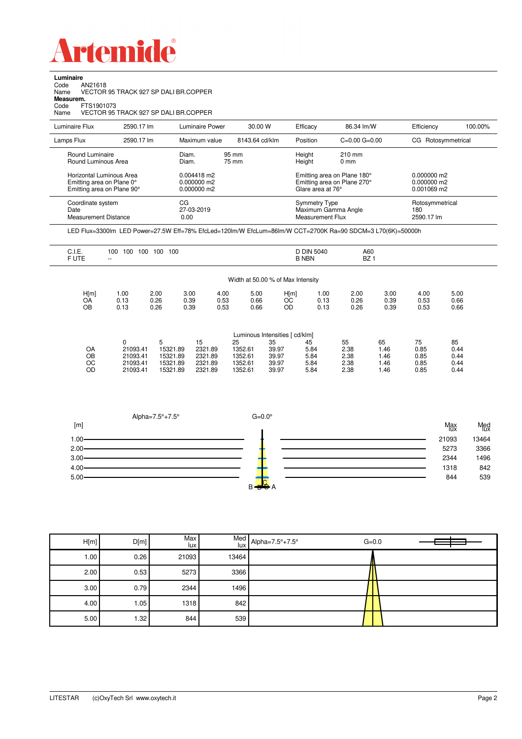# Artemide

**Luminaire**
Code AN21618
Name VECTOR 95 TRACK 927 SP DALI BR.COPPER
**Measurem.**
Code FTS1901073
Name VECTOR 95 TRACK 927 SP DALI BR.COPPER

| | | | | | | | |
|---|---|---|---|---|---|---|---|
| Luminaire Flux | 2590.17 lm | Luminaire Power | 30.00 W | Efficacy | 86.34 lm/W | Efficiency | 100.00% |
| Lamps Flux | 2590.17 lm | Maximum value | 8143.64 cd/klm | Position | C=0.00 G=0.00 | CG Rotosymmetrical | |

| | | | | | |
|---|---|---|---|---|---|
| Round Luminaire | Diam. | 95 mm | Height | 210 mm | |
| Round Luminous Area | Diam. | 75 mm | Height | 0 mm | |
| Horizontal Luminous Area | 0.004418 m2 | | Emitting area on Plane 180° | | 0.000000 m2 |
| Emitting area on Plane 0° | 0.000000 m2 | | Emitting area on Plane 270° | | 0.000000 m2 |
| Emitting area on Plane 90° | 0.000000 m2 | | Glare area at 76° | | 0.001069 m2 |
| Coordinate system | CG | | Symmetry Type | | Rotosymmetrical |
| Date | 27-03-2019 | | Maximum Gamma Angle | | 180 |
| Measurement Distance | 0.00 | | Measurement Flux | | 2590.17 lm |

LED Flux=3300lm LED Power=27.5W Eff=78% EfcLed=120lm/W EfcLum=86lm/W CCT=2700K Ra=90 SDCM=3 L70(6K)=50000h

| | | | |
|---|---|---|---|
| C.I.E. | 100 100 100 100 100 | D DIN 5040 | A60 |
| F UTE | -- | B NBN | BZ 1 |

Width at 50.00 % of Max Intensity

| H[m] | 1.00 | 2.00 | 3.00 | 4.00 | 5.00 | H[m] | 1.00 | 2.00 | 3.00 | 4.00 | 5.00 |
|---|---|---|---|---|---|---|---|---|---|---|---|
| OA | 0.13 | 0.26 | 0.39 | 0.53 | 0.66 | OC | 0.13 | 0.26 | 0.39 | 0.53 | 0.66 |
| OB | 0.13 | 0.26 | 0.39 | 0.53 | 0.66 | OD | 0.13 | 0.26 | 0.39 | 0.53 | 0.66 |

Luminous Intensities [ cd/klm]

| | 0 | 5 | 15 | 25 | 35 | 45 | 55 | 65 | 75 | 85 |
|---|---|---|---|---|---|---|---|---|---|---|
| OA | 21093.41 | 15321.89 | 2321.89 | 1352.61 | 39.97 | 5.84 | 2.38 | 1.46 | 0.85 | 0.44 |
| OB | 21093.41 | 15321.89 | 2321.89 | 1352.61 | 39.97 | 5.84 | 2.38 | 1.46 | 0.85 | 0.44 |
| OC | 21093.41 | 15321.89 | 2321.89 | 1352.61 | 39.97 | 5.84 | 2.38 | 1.46 | 0.85 | 0.44 |
| OD | 21093.41 | 15321.89 | 2321.89 | 1352.61 | 39.97 | 5.84 | 2.38 | 1.46 | 0.85 | 0.44 |

Alpha=7.5°+7.5°
G=0.0°
[m]
Max lux
Med lux
1.00 21093 13464
2.00 5273 3366
3.00 2344 1496
4.00 1318 842
5.00 844 539
B D C A

| H[m] | D[m] | Max lux | Med lux | Alpha=7.5°+7.5° G=0.0 |
|---|---|---|---|---|
| 1.00 | 0.26 | 21093 | 13464 | |
| 2.00 | 0.53 | 5273 | 3366 | |
| 3.00 | 0.79 | 2344 | 1496 | |
| 4.00 | 1.05 | 1318 | 842 | |
| 5.00 | 1.32 | 844 | 539 | |

LITESTAR (c)OxyTech Srl www.oxytech.it